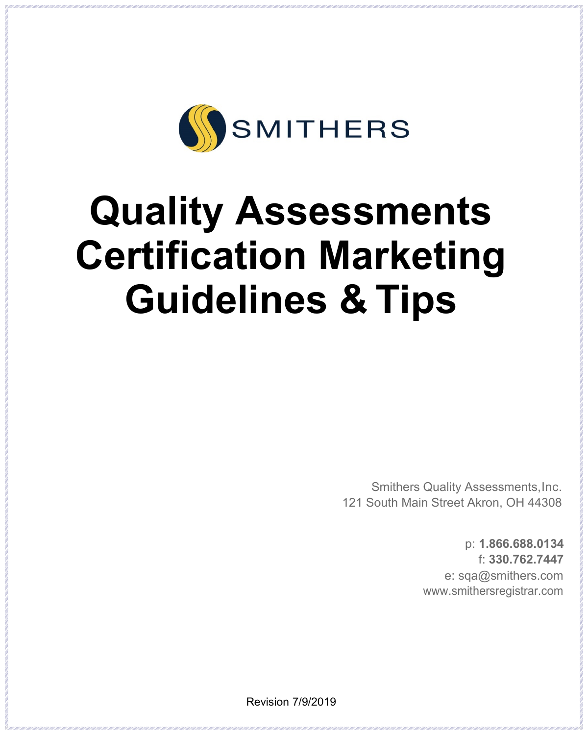SMITHERS

# Quality Assessments Certification Marketing Guidelines & Tips

Smithers Quality Assessments, Inc.
121 South Main Street Akron, OH 44308

p: **1.866.688.0134**
f: **330.762.7447**
e: sqa@smithers.com
www.smithersregistrar.com

Revision 7/9/2019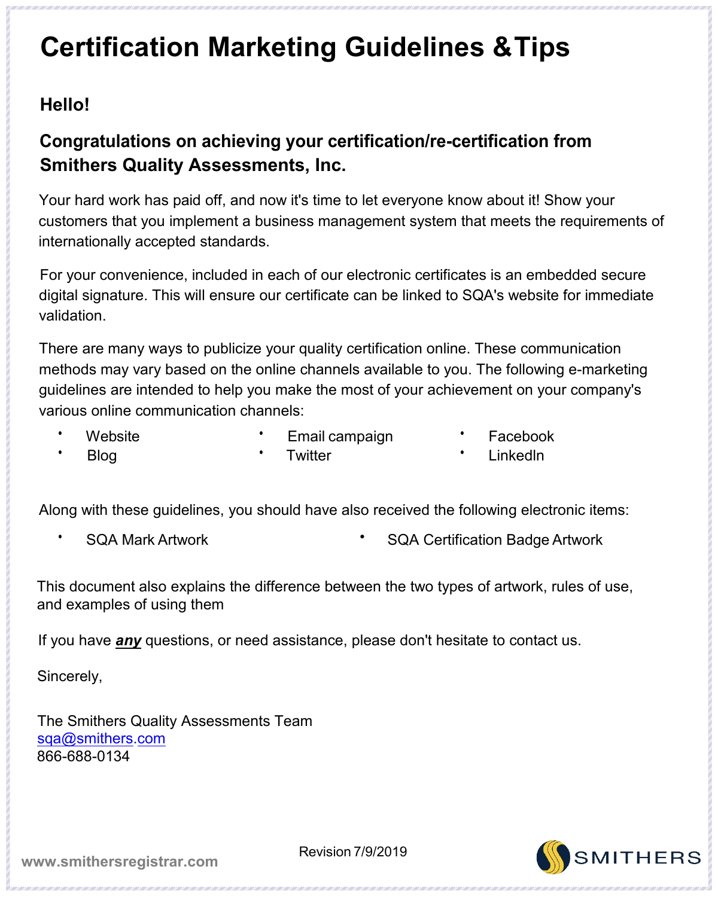# Certification Marketing Guidelines &Tips

### Hello!

### Congratulations on achieving your certification/re-certification from Smithers Quality Assessments, Inc.

Your hard work has paid off, and now it's time to let everyone know about it! Show your customers that you implement a business management system that meets the requirements of internationally accepted standards.

For your convenience, included in each of our electronic certificates is an embedded secure digital signature. This will ensure our certificate can be linked to SQA's website for immediate validation.

There are many ways to publicize your quality certification online. These communication methods may vary based on the online channels available to you. The following e-marketing guidelines are intended to help you make the most of your achievement on your company's various online communication channels:

- Website
- Blog
- Email campaign
- Twitter
- Facebook
- LinkedIn

Along with these guidelines, you should have also received the following electronic items:

- SQA Mark Artwork
- SQA Certification Badge Artwork

This document also explains the difference between the two types of artwork, rules of use, and examples of using them

If you have ***any*** questions, or need assistance, please don't hesitate to contact us.

Sincerely,

The Smithers Quality Assessments Team
sqa@smithers.com
866-688-0134

Revision 7/9/2019

www.smithersregistrar.com

SMITHERS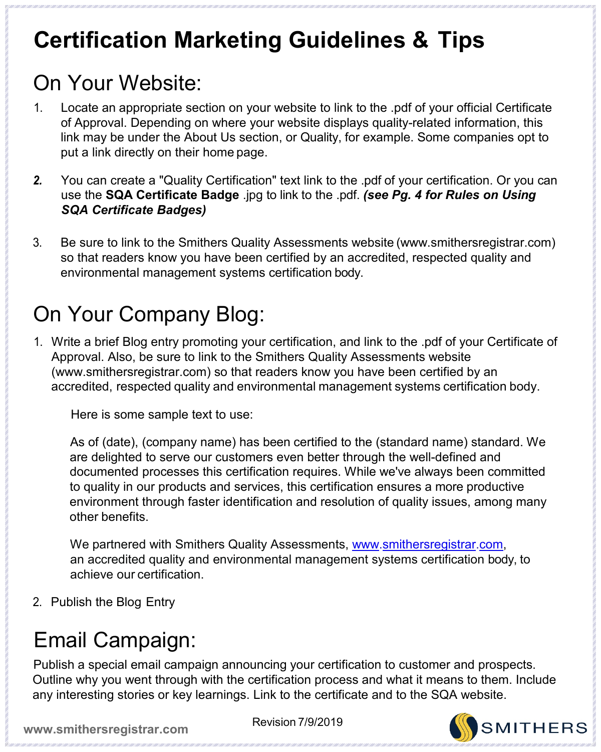# Certification Marketing Guidelines & Tips

## On Your Website:

1. Locate an appropriate section on your website to link to the .pdf of your official Certificate of Approval. Depending on where your website displays quality-related information, this link may be under the About Us section, or Quality, for example. Some companies opt to put a link directly on their home page.

2. You can create a "Quality Certification" text link to the .pdf of your certification. Or you can use the **SQA Certificate Badge** .jpg to link to the .pdf. ***(see Pg. 4 for Rules on Using SQA Certificate Badges)***

3. Be sure to link to the Smithers Quality Assessments website (www.smithersregistrar.com) so that readers know you have been certified by an accredited, respected quality and environmental management systems certification body.

## On Your Company Blog:

1. Write a brief Blog entry promoting your certification, and link to the .pdf of your Certificate of Approval. Also, be sure to link to the Smithers Quality Assessments website (www.smithersregistrar.com) so that readers know you have been certified by an accredited, respected quality and environmental management systems certification body.

   Here is some sample text to use:

   As of (date), (company name) has been certified to the (standard name) standard. We are delighted to serve our customers even better through the well-defined and documented processes this certification requires. While we've always been committed to quality in our products and services, this certification ensures a more productive environment through faster identification and resolution of quality issues, among many other benefits.

   We partnered with Smithers Quality Assessments, www.smithersregistrar.com, an accredited quality and environmental management systems certification body, to achieve our certification.

2. Publish the Blog Entry

## Email Campaign:

Publish a special email campaign announcing your certification to customer and prospects. Outline why you went through with the certification process and what it means to them. Include any interesting stories or key learnings. Link to the certificate and to the SQA website.

Revision 7/9/2019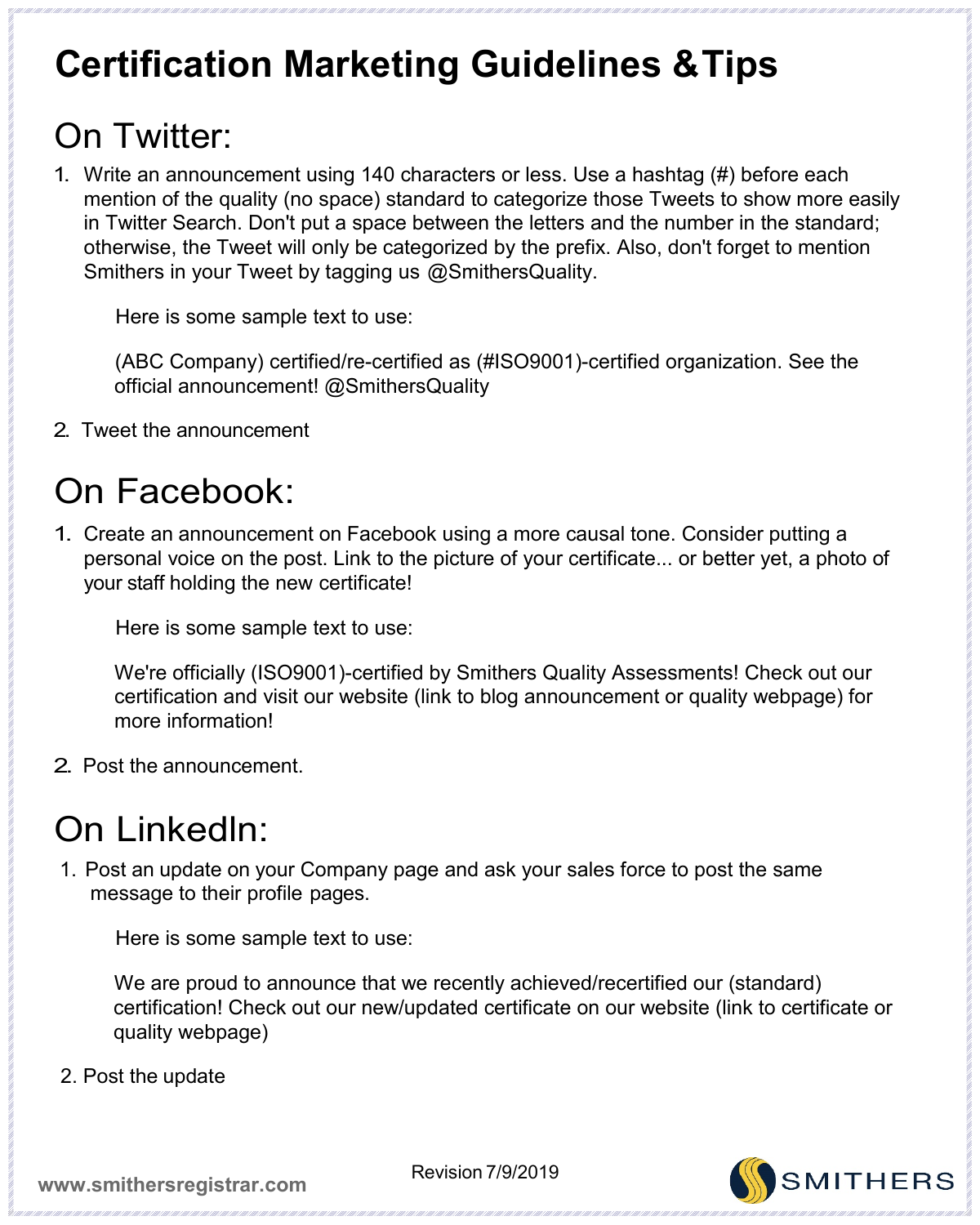# Certification Marketing Guidelines &Tips

## On Twitter:

1. Write an announcement using 140 characters or less. Use a hashtag (#) before each mention of the quality (no space) standard to categorize those Tweets to show more easily in Twitter Search. Don't put a space between the letters and the number in the standard; otherwise, the Tweet will only be categorized by the prefix. Also, don't forget to mention Smithers in your Tweet by tagging us @SmithersQuality.

   Here is some sample text to use:

   (ABC Company) certified/re-certified as (#ISO9001)-certified organization. See the official announcement! @SmithersQuality

2. Tweet the announcement

## On Facebook:

1. Create an announcement on Facebook using a more causal tone. Consider putting a personal voice on the post. Link to the picture of your certificate... or better yet, a photo of your staff holding the new certificate!

   Here is some sample text to use:

   We're officially (ISO9001)-certified by Smithers Quality Assessments! Check out our certification and visit our website (link to blog announcement or quality webpage) for more information!

2. Post the announcement.

## On LinkedIn:

1. Post an update on your Company page and ask your sales force to post the same message to their profile pages.

   Here is some sample text to use:

   We are proud to announce that we recently achieved/recertified our (standard) certification! Check out our new/updated certificate on our website (link to certificate or quality webpage)

2. Post the update

Revision 7/9/2019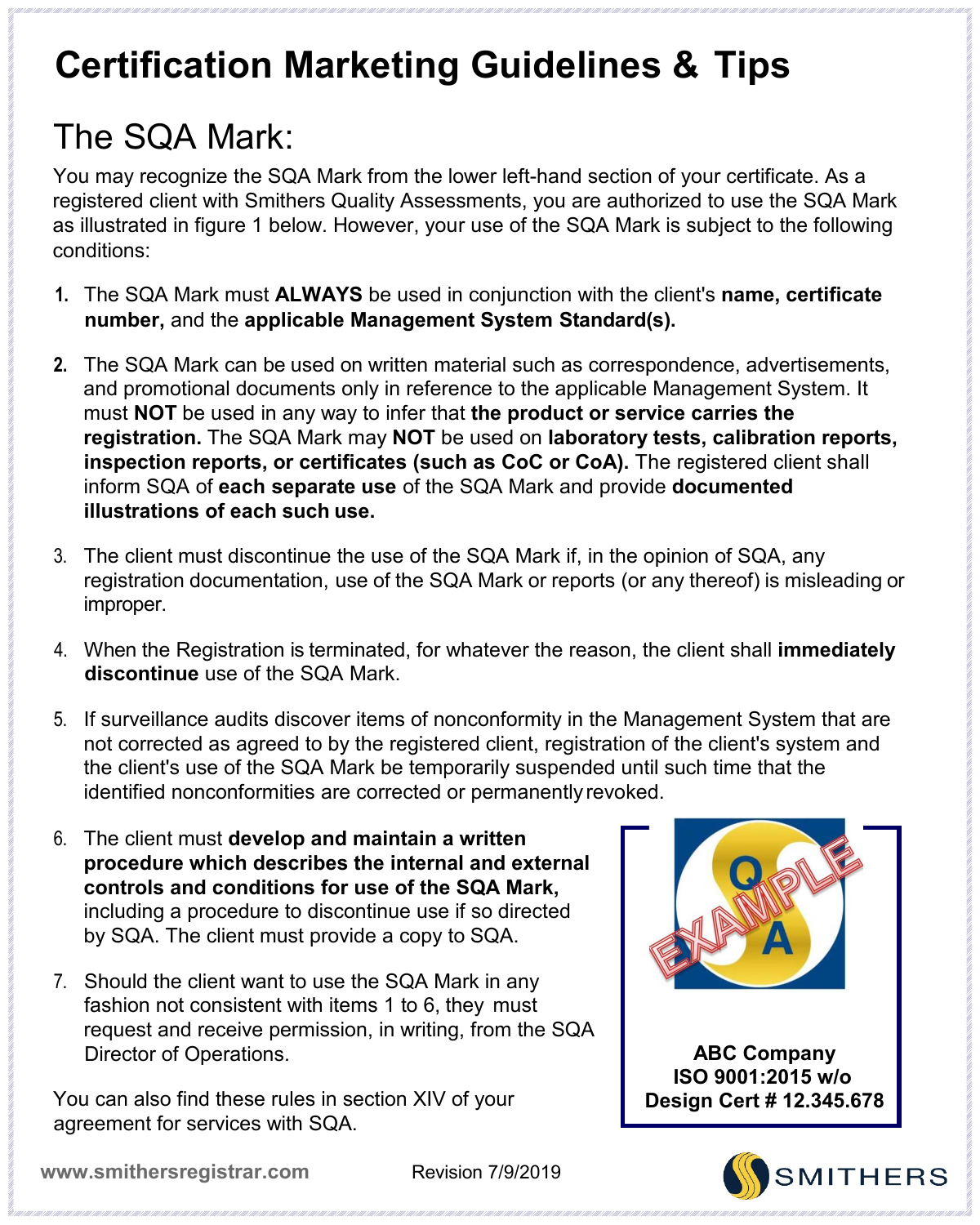# Certification Marketing Guidelines & Tips

## The SQA Mark:

You may recognize the SQA Mark from the lower left-hand section of your certificate. As a registered client with Smithers Quality Assessments, you are authorized to use the SQA Mark as illustrated in figure 1 below. However, your use of the SQA Mark is subject to the following conditions:

1. The SQA Mark must **ALWAYS** be used in conjunction with the client's **name, certificate number,** and the **applicable Management System Standard(s).**
2. The SQA Mark can be used on written material such as correspondence, advertisements, and promotional documents only in reference to the applicable Management System. It must **NOT** be used in any way to infer that **the product or service carries the registration.** The SQA Mark may **NOT** be used on **laboratory tests, calibration reports, inspection reports, or certificates (such as CoC or CoA).** The registered client shall inform SQA of **each separate use** of the SQA Mark and provide **documented illustrations of each such use.**
3. The client must discontinue the use of the SQA Mark if, in the opinion of SQA, any registration documentation, use of the SQA Mark or reports (or any thereof) is misleading or improper.
4. When the Registration is terminated, for whatever the reason, the client shall **immediately discontinue** use of the SQA Mark.
5. If surveillance audits discover items of nonconformity in the Management System that are not corrected as agreed to by the registered client, registration of the client's system and the client's use of the SQA Mark be temporarily suspended until such time that the identified nonconformities are corrected or permanently revoked.
6. The client must **develop and maintain a written procedure which describes the internal and external controls and conditions for use of the SQA Mark,** including a procedure to discontinue use if so directed by SQA. The client must provide a copy to SQA.
7. Should the client want to use the SQA Mark in any fashion not consistent with items 1 to 6, they must request and receive permission, in writing, from the SQA Director of Operations.

You can also find these rules in section XIV of your agreement for services with SQA.

**ABC Company**
**ISO 9001:2015 w/o Design Cert # 12.345.678**

www.smithersregistrar.com

Revision 7/9/2019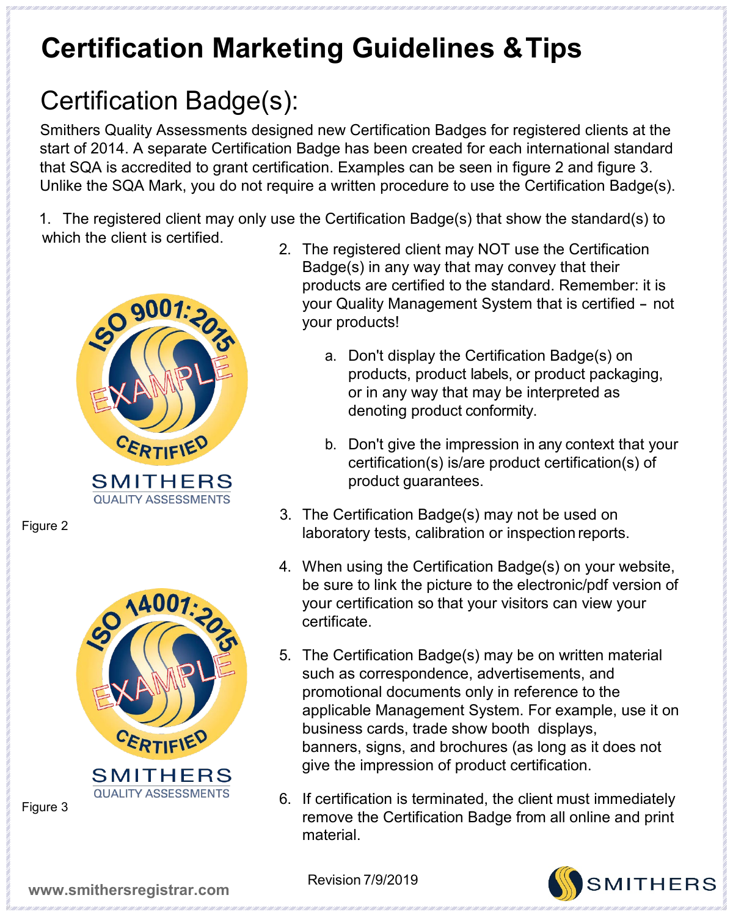# Certification Marketing Guidelines & Tips

## Certification Badge(s):

Smithers Quality Assessments designed new Certification Badges for registered clients at the start of 2014. A separate Certification Badge has been created for each international standard that SQA is accredited to grant certification. Examples can be seen in figure 2 and figure 3. Unlike the SQA Mark, you do not require a written procedure to use the Certification Badge(s).

1. The registered client may only use the Certification Badge(s) that show the standard(s) to which the client is certified.
2. The registered client may NOT use the Certification Badge(s) in any way that may convey that their products are certified to the standard. Remember: it is your Quality Management System that is certified – not your products!
   a. Don't display the Certification Badge(s) on products, product labels, or product packaging, or in any way that may be interpreted as denoting product conformity.
   b. Don't give the impression in any context that your certification(s) is/are product certification(s) of product guarantees.
3. The Certification Badge(s) may not be used on laboratory tests, calibration or inspection reports.
4. When using the Certification Badge(s) on your website, be sure to link the picture to the electronic/pdf version of your certification so that your visitors can view your certificate.
5. The Certification Badge(s) may be on written material such as correspondence, advertisements, and promotional documents only in reference to the applicable Management System. For example, use it on business cards, trade show booth displays, banners, signs, and brochures (as long as it does not give the impression of product certification.
6. If certification is terminated, the client must immediately remove the Certification Badge from all online and print material.

ISO 9001:2015 EXAMPLE CERTIFIED SMITHERS QUALITY ASSESSMENTS

Figure 2

ISO 14001:2015 EXAMPLE CERTIFIED SMITHERS QUALITY ASSESSMENTS

Figure 3

Revision 7/9/2019

www.smithersregistrar.com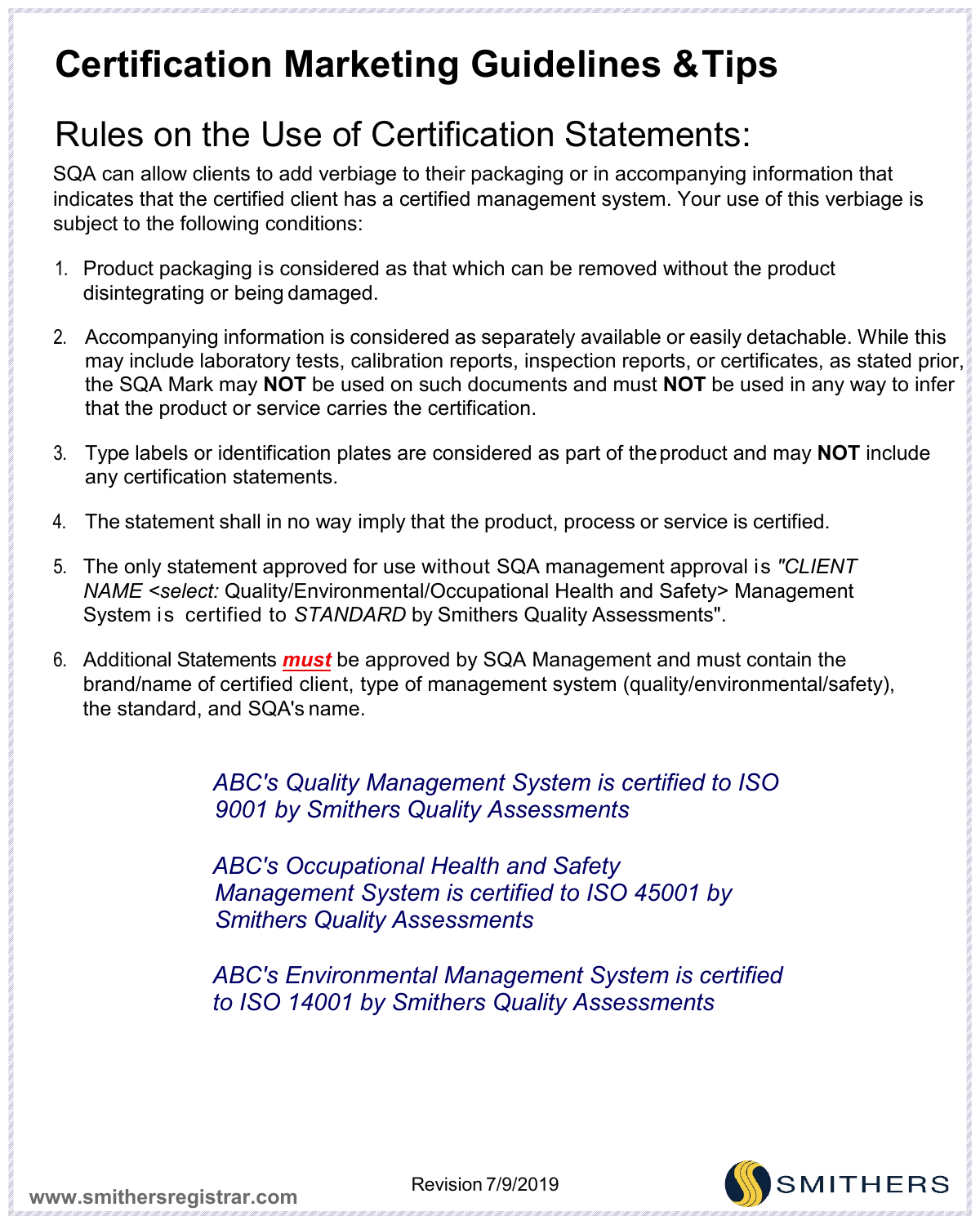# Certification Marketing Guidelines &Tips

## Rules on the Use of Certification Statements:

SQA can allow clients to add verbiage to their packaging or in accompanying information that indicates that the certified client has a certified management system. Your use of this verbiage is subject to the following conditions:

1. Product packaging is considered as that which can be removed without the product disintegrating or being damaged.
2. Accompanying information is considered as separately available or easily detachable. While this may include laboratory tests, calibration reports, inspection reports, or certificates, as stated prior, the SQA Mark may **NOT** be used on such documents and must **NOT** be used in any way to infer that the product or service carries the certification.
3. Type labels or identification plates are considered as part of the product and may **NOT** include any certification statements.
4. The statement shall in no way imply that the product, process or service is certified.
5. The only statement approved for use without SQA management approval is *"CLIENT NAME <select:* Quality/Environmental/Occupational Health and Safety> Management System is certified to *STANDARD* by Smithers Quality Assessments".
6. Additional Statements ***must*** be approved by SQA Management and must contain the brand/name of certified client, type of management system (quality/environmental/safety), the standard, and SQA's name.

*ABC's Quality Management System is certified to ISO 9001 by Smithers Quality Assessments*

*ABC's Occupational Health and Safety Management System is certified to ISO 45001 by Smithers Quality Assessments*

*ABC's Environmental Management System is certified to ISO 14001 by Smithers Quality Assessments*

Revision 7/9/2019

www.smithersregistrar.com

SMITHERS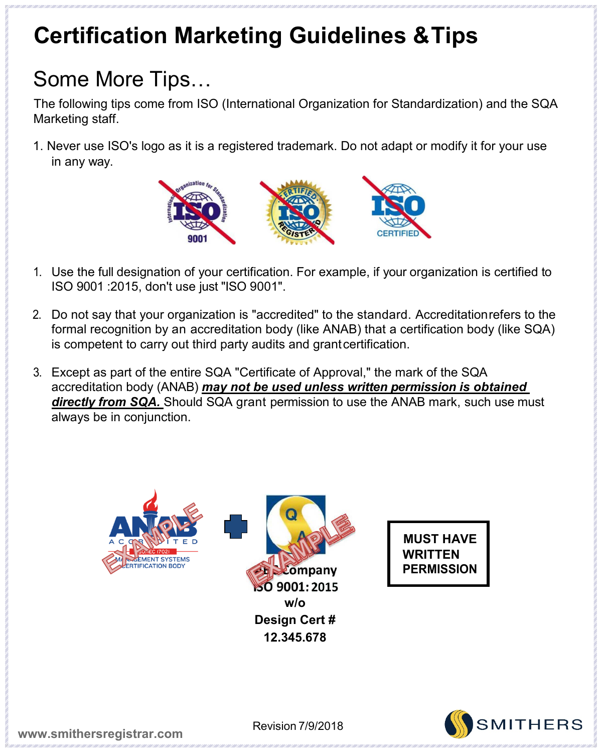# Certification Marketing Guidelines & Tips

## Some More Tips…

The following tips come from ISO (International Organization for Standardization) and the SQA Marketing staff.

1. Never use ISO's logo as it is a registered trademark. Do not adapt or modify it for your use in any way.

1. Use the full designation of your certification. For example, if your organization is certified to ISO 9001 :2015, don't use just "ISO 9001".

2. Do not say that your organization is "accredited" to the standard. Accreditation refers to the formal recognition by an accreditation body (like ANAB) that a certification body (like SQA) is competent to carry out third party audits and grant certification.

3. Except as part of the entire SQA "Certificate of Approval," the mark of the SQA accreditation body (ANAB) ***may not be used unless written permission is obtained directly from SQA.*** Should SQA grant permission to use the ANAB mark, such use must always be in conjunction.

ABC Company
ISO 9001: 2015
w/o
Design Cert #
12.345.678

**MUST HAVE WRITTEN PERMISSION**

www.smithersregistrar.com

Revision 7/9/2018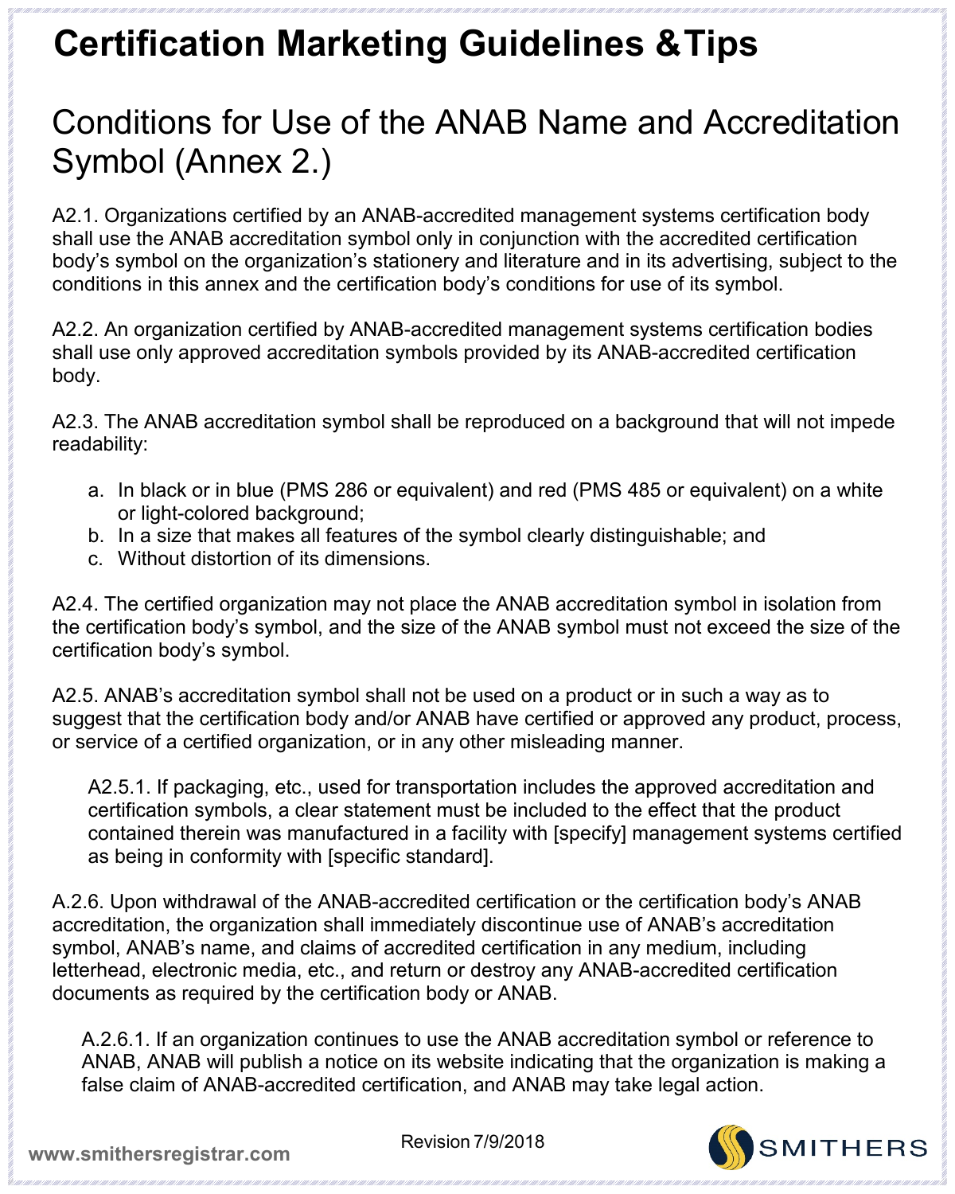# Certification Marketing Guidelines &Tips

## Conditions for Use of the ANAB Name and Accreditation Symbol (Annex 2.)

A2.1. Organizations certified by an ANAB-accredited management systems certification body shall use the ANAB accreditation symbol only in conjunction with the accredited certification body's symbol on the organization's stationery and literature and in its advertising, subject to the conditions in this annex and the certification body's conditions for use of its symbol.

A2.2. An organization certified by ANAB-accredited management systems certification bodies shall use only approved accreditation symbols provided by its ANAB-accredited certification body.

A2.3. The ANAB accreditation symbol shall be reproduced on a background that will not impede readability:

a. In black or in blue (PMS 286 or equivalent) and red (PMS 485 or equivalent) on a white or light-colored background;
b. In a size that makes all features of the symbol clearly distinguishable; and
c. Without distortion of its dimensions.

A2.4. The certified organization may not place the ANAB accreditation symbol in isolation from the certification body's symbol, and the size of the ANAB symbol must not exceed the size of the certification body's symbol.

A2.5. ANAB's accreditation symbol shall not be used on a product or in such a way as to suggest that the certification body and/or ANAB have certified or approved any product, process, or service of a certified organization, or in any other misleading manner.

> A2.5.1. If packaging, etc., used for transportation includes the approved accreditation and certification symbols, a clear statement must be included to the effect that the product contained therein was manufactured in a facility with [specify] management systems certified as being in conformity with [specific standard].

A.2.6. Upon withdrawal of the ANAB-accredited certification or the certification body's ANAB accreditation, the organization shall immediately discontinue use of ANAB's accreditation symbol, ANAB's name, and claims of accredited certification in any medium, including letterhead, electronic media, etc., and return or destroy any ANAB-accredited certification documents as required by the certification body or ANAB.

> A.2.6.1. If an organization continues to use the ANAB accreditation symbol or reference to ANAB, ANAB will publish a notice on its website indicating that the organization is making a false claim of ANAB-accredited certification, and ANAB may take legal action.

Revision 7/9/2018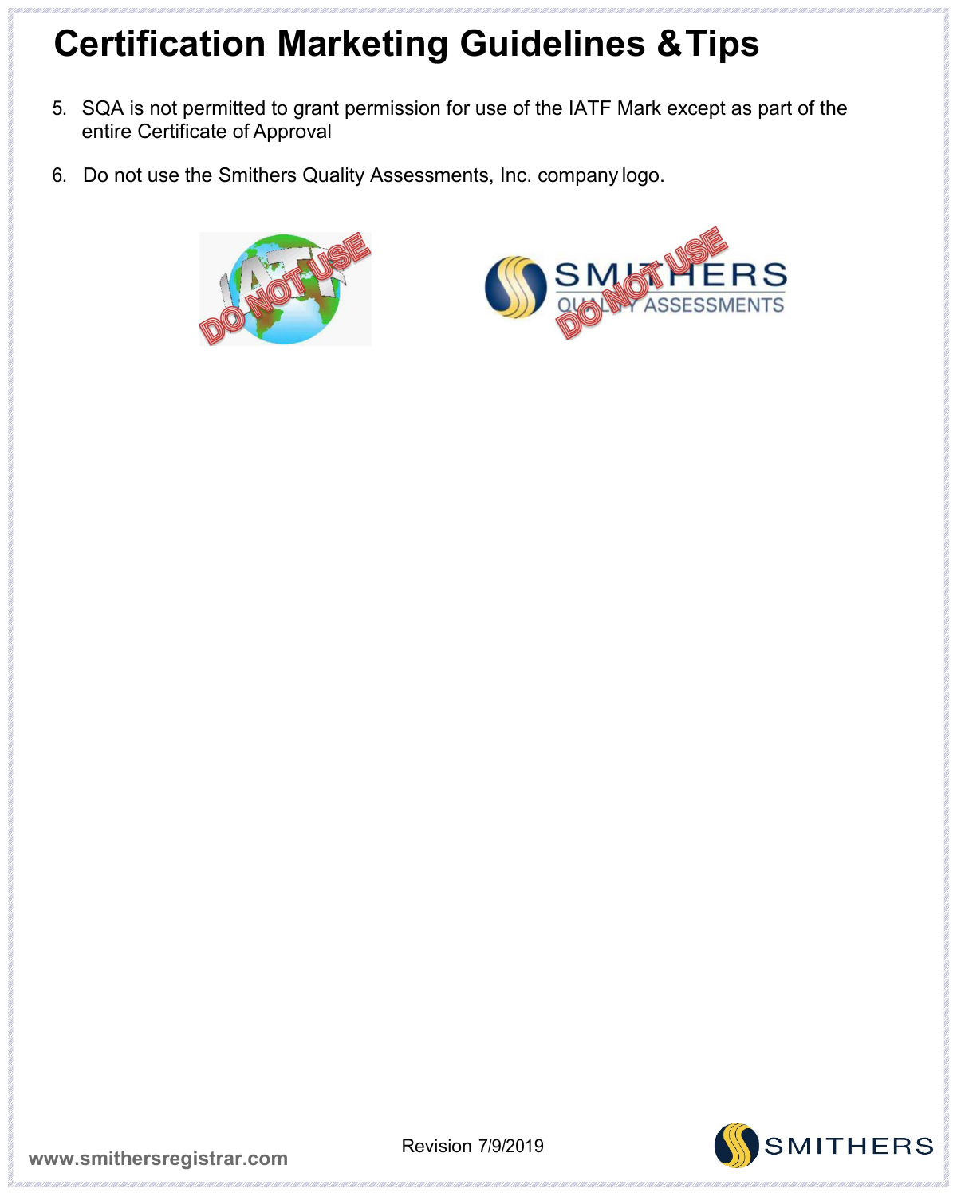# Certification Marketing Guidelines & Tips

5. SQA is not permitted to grant permission for use of the IATF Mark except as part of the entire Certificate of Approval

6. Do not use the Smithers Quality Assessments, Inc. company logo.